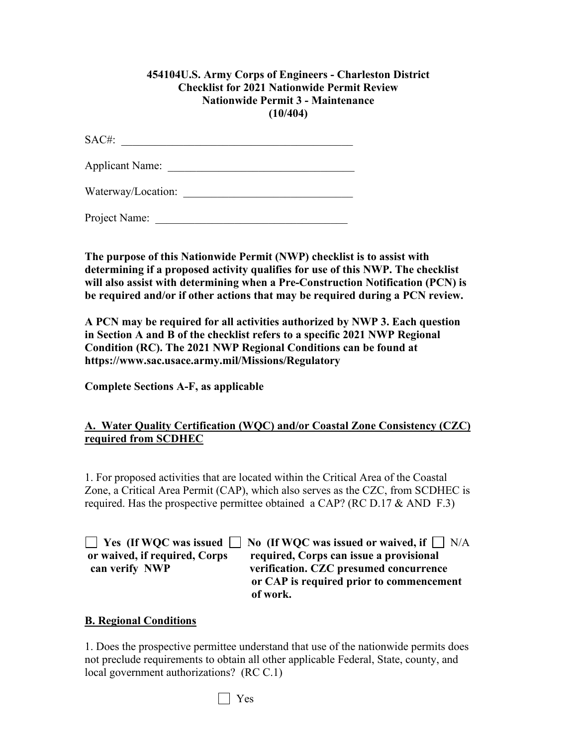**454104U.S. Army Corps of Engineers - Charleston District**
**Checklist for 2021 Nationwide Permit Review**
**Nationwide Permit 3 - Maintenance**
**(10/404)**

SAC#: ________________________________________

Applicant Name: ________________________________

Waterway/Location: _____________________________

Project Name: __________________________________

**The purpose of this Nationwide Permit (NWP) checklist is to assist with determining if a proposed activity qualifies for use of this NWP. The checklist will also assist with determining when a Pre-Construction Notification (PCN) is be required and/or if other actions that may be required during a PCN review.**

**A PCN may be required for all activities authorized by NWP 3. Each question in Section A and B of the checklist refers to a specific 2021 NWP Regional Condition (RC). The 2021 NWP Regional Conditions can be found at https://www.sac.usace.army.mil/Missions/Regulatory**

**Complete Sections A-F, as applicable**

## A. Water Quality Certification (WQC) and/or Coastal Zone Consistency (CZC) required from SCDHEC

1. For proposed activities that are located within the Critical Area of the Coastal Zone, a Critical Area Permit (CAP), which also serves as the CZC, from SCDHEC is required. Has the prospective permittee obtained a CAP? (RC D.17 & AND F.3)

☐ **Yes (If WQC was issued or waived, if required, Corps can verify NWP**

☐ **No (If WQC was issued or waived, if required, Corps can issue a provisional verification. CZC presumed concurrence or CAP is required prior to commencement of work.**

☐ N/A

## B. Regional Conditions

1. Does the prospective permittee understand that use of the nationwide permits does not preclude requirements to obtain all other applicable Federal, State, county, and local government authorizations? (RC C.1)

☐ Yes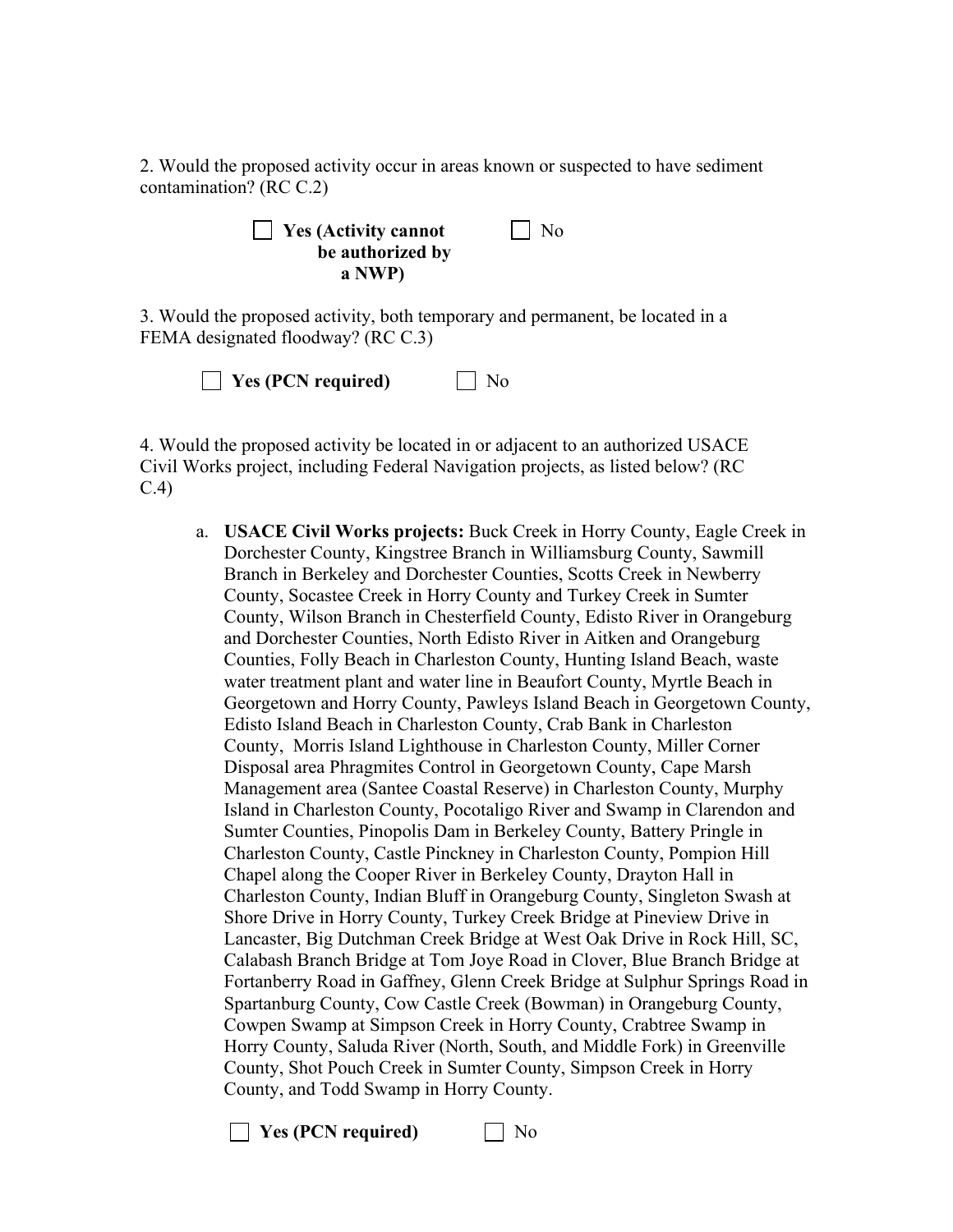2. Would the proposed activity occur in areas known or suspected to have sediment contamination? (RC C.2)

☐ **Yes (Activity cannot be authorized by a NWP)** ☐ No

3. Would the proposed activity, both temporary and permanent, be located in a FEMA designated floodway? (RC C.3)

☐ **Yes (PCN required)** ☐ No

4. Would the proposed activity be located in or adjacent to an authorized USACE Civil Works project, including Federal Navigation projects, as listed below? (RC C.4)

a. **USACE Civil Works projects:** Buck Creek in Horry County, Eagle Creek in Dorchester County, Kingstree Branch in Williamsburg County, Sawmill Branch in Berkeley and Dorchester Counties, Scotts Creek in Newberry County, Socastee Creek in Horry County and Turkey Creek in Sumter County, Wilson Branch in Chesterfield County, Edisto River in Orangeburg and Dorchester Counties, North Edisto River in Aitken and Orangeburg Counties, Folly Beach in Charleston County, Hunting Island Beach, waste water treatment plant and water line in Beaufort County, Myrtle Beach in Georgetown and Horry County, Pawleys Island Beach in Georgetown County, Edisto Island Beach in Charleston County, Crab Bank in Charleston County, Morris Island Lighthouse in Charleston County, Miller Corner Disposal area Phragmites Control in Georgetown County, Cape Marsh Management area (Santee Coastal Reserve) in Charleston County, Murphy Island in Charleston County, Pocotaligo River and Swamp in Clarendon and Sumter Counties, Pinopolis Dam in Berkeley County, Battery Pringle in Charleston County, Castle Pinckney in Charleston County, Pompion Hill Chapel along the Cooper River in Berkeley County, Drayton Hall in Charleston County, Indian Bluff in Orangeburg County, Singleton Swash at Shore Drive in Horry County, Turkey Creek Bridge at Pineview Drive in Lancaster, Big Dutchman Creek Bridge at West Oak Drive in Rock Hill, SC, Calabash Branch Bridge at Tom Joye Road in Clover, Blue Branch Bridge at Fortanberry Road in Gaffney, Glenn Creek Bridge at Sulphur Springs Road in Spartanburg County, Cow Castle Creek (Bowman) in Orangeburg County, Cowpen Swamp at Simpson Creek in Horry County, Crabtree Swamp in Horry County, Saluda River (North, South, and Middle Fork) in Greenville County, Shot Pouch Creek in Sumter County, Simpson Creek in Horry County, and Todd Swamp in Horry County.

☐ **Yes (PCN required)** ☐ No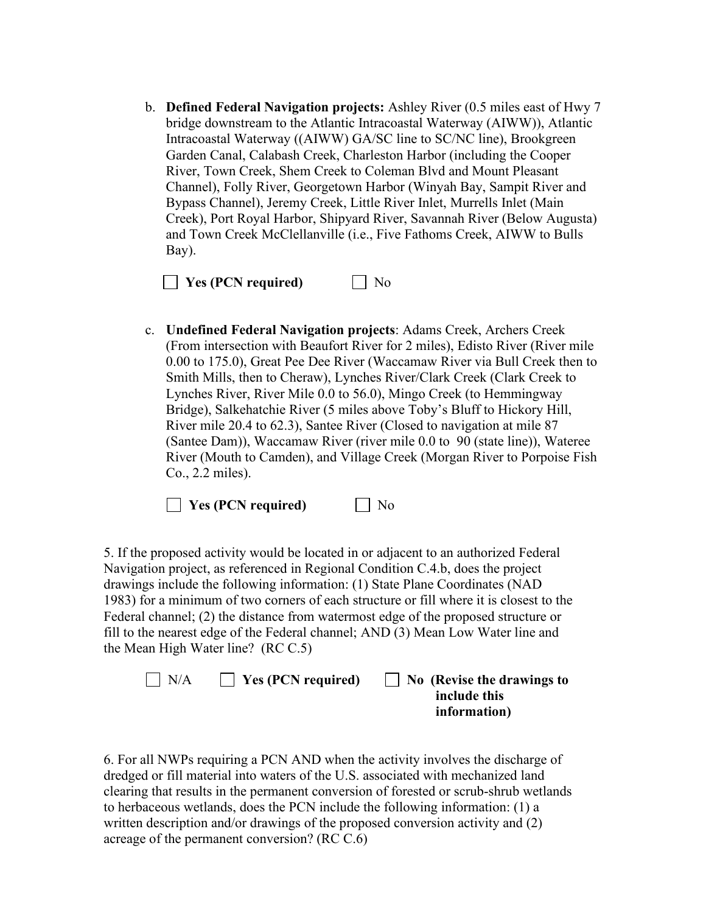b. **Defined Federal Navigation projects:** Ashley River (0.5 miles east of Hwy 7 bridge downstream to the Atlantic Intracoastal Waterway (AIWW)), Atlantic Intracoastal Waterway ((AIWW) GA/SC line to SC/NC line), Brookgreen Garden Canal, Calabash Creek, Charleston Harbor (including the Cooper River, Town Creek, Shem Creek to Coleman Blvd and Mount Pleasant Channel), Folly River, Georgetown Harbor (Winyah Bay, Sampit River and Bypass Channel), Jeremy Creek, Little River Inlet, Murrells Inlet (Main Creek), Port Royal Harbor, Shipyard River, Savannah River (Below Augusta) and Town Creek McClellanville (i.e., Five Fathoms Creek, AIWW to Bulls Bay).

☐ **Yes (PCN required)** ☐ No

c. **Undefined Federal Navigation projects**: Adams Creek, Archers Creek (From intersection with Beaufort River for 2 miles), Edisto River (River mile 0.00 to 175.0), Great Pee Dee River (Waccamaw River via Bull Creek then to Smith Mills, then to Cheraw), Lynches River/Clark Creek (Clark Creek to Lynches River, River Mile 0.0 to 56.0), Mingo Creek (to Hemmingway Bridge), Salkehatchie River (5 miles above Toby's Bluff to Hickory Hill, River mile 20.4 to 62.3), Santee River (Closed to navigation at mile 87 (Santee Dam)), Waccamaw River (river mile 0.0 to 90 (state line)), Wateree River (Mouth to Camden), and Village Creek (Morgan River to Porpoise Fish Co., 2.2 miles).

☐ **Yes (PCN required)** ☐ No

5. If the proposed activity would be located in or adjacent to an authorized Federal Navigation project, as referenced in Regional Condition C.4.b, does the project drawings include the following information: (1) State Plane Coordinates (NAD 1983) for a minimum of two corners of each structure or fill where it is closest to the Federal channel; (2) the distance from watermost edge of the proposed structure or fill to the nearest edge of the Federal channel; AND (3) Mean Low Water line and the Mean High Water line? (RC C.5)

☐ N/A ☐ **Yes (PCN required)** ☐ **No (Revise the drawings to include this information)**

6. For all NWPs requiring a PCN AND when the activity involves the discharge of dredged or fill material into waters of the U.S. associated with mechanized land clearing that results in the permanent conversion of forested or scrub-shrub wetlands to herbaceous wetlands, does the PCN include the following information: (1) a written description and/or drawings of the proposed conversion activity and (2) acreage of the permanent conversion? (RC C.6)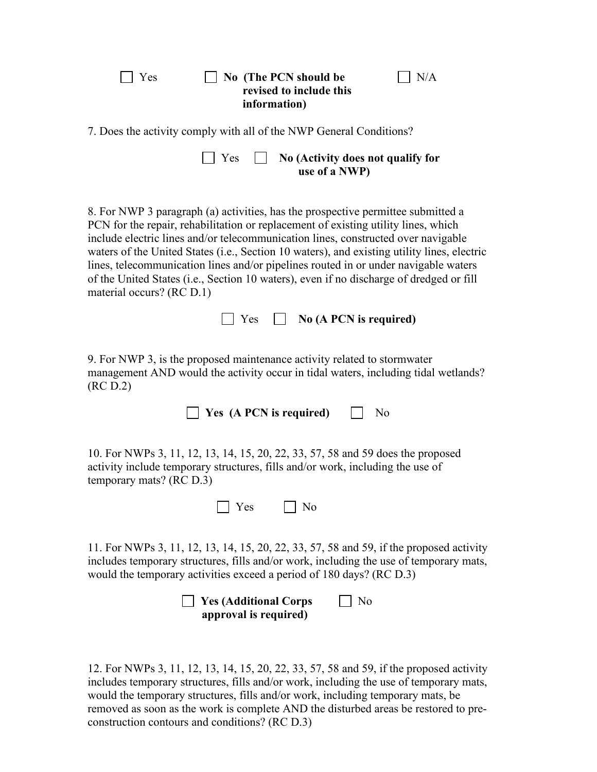☐ Yes ☐ **No (The PCN should be revised to include this information)** ☐ N/A

7. Does the activity comply with all of the NWP General Conditions?

☐ Yes ☐ **No (Activity does not qualify for use of a NWP)**

8. For NWP 3 paragraph (a) activities, has the prospective permittee submitted a PCN for the repair, rehabilitation or replacement of existing utility lines, which include electric lines and/or telecommunication lines, constructed over navigable waters of the United States (i.e., Section 10 waters), and existing utility lines, electric lines, telecommunication lines and/or pipelines routed in or under navigable waters of the United States (i.e., Section 10 waters), even if no discharge of dredged or fill material occurs? (RC D.1)

☐ Yes ☐ **No (A PCN is required)**

9. For NWP 3, is the proposed maintenance activity related to stormwater management AND would the activity occur in tidal waters, including tidal wetlands? (RC D.2)

☐ **Yes (A PCN is required)** ☐ No

10. For NWPs 3, 11, 12, 13, 14, 15, 20, 22, 33, 57, 58 and 59 does the proposed activity include temporary structures, fills and/or work, including the use of temporary mats? (RC D.3)

☐ Yes ☐ No

11. For NWPs 3, 11, 12, 13, 14, 15, 20, 22, 33, 57, 58 and 59, if the proposed activity includes temporary structures, fills and/or work, including the use of temporary mats, would the temporary activities exceed a period of 180 days? (RC D.3)

☐ **Yes (Additional Corps approval is required)** ☐ No

12. For NWPs 3, 11, 12, 13, 14, 15, 20, 22, 33, 57, 58 and 59, if the proposed activity includes temporary structures, fills and/or work, including the use of temporary mats, would the temporary structures, fills and/or work, including temporary mats, be removed as soon as the work is complete AND the disturbed areas be restored to pre-construction contours and conditions? (RC D.3)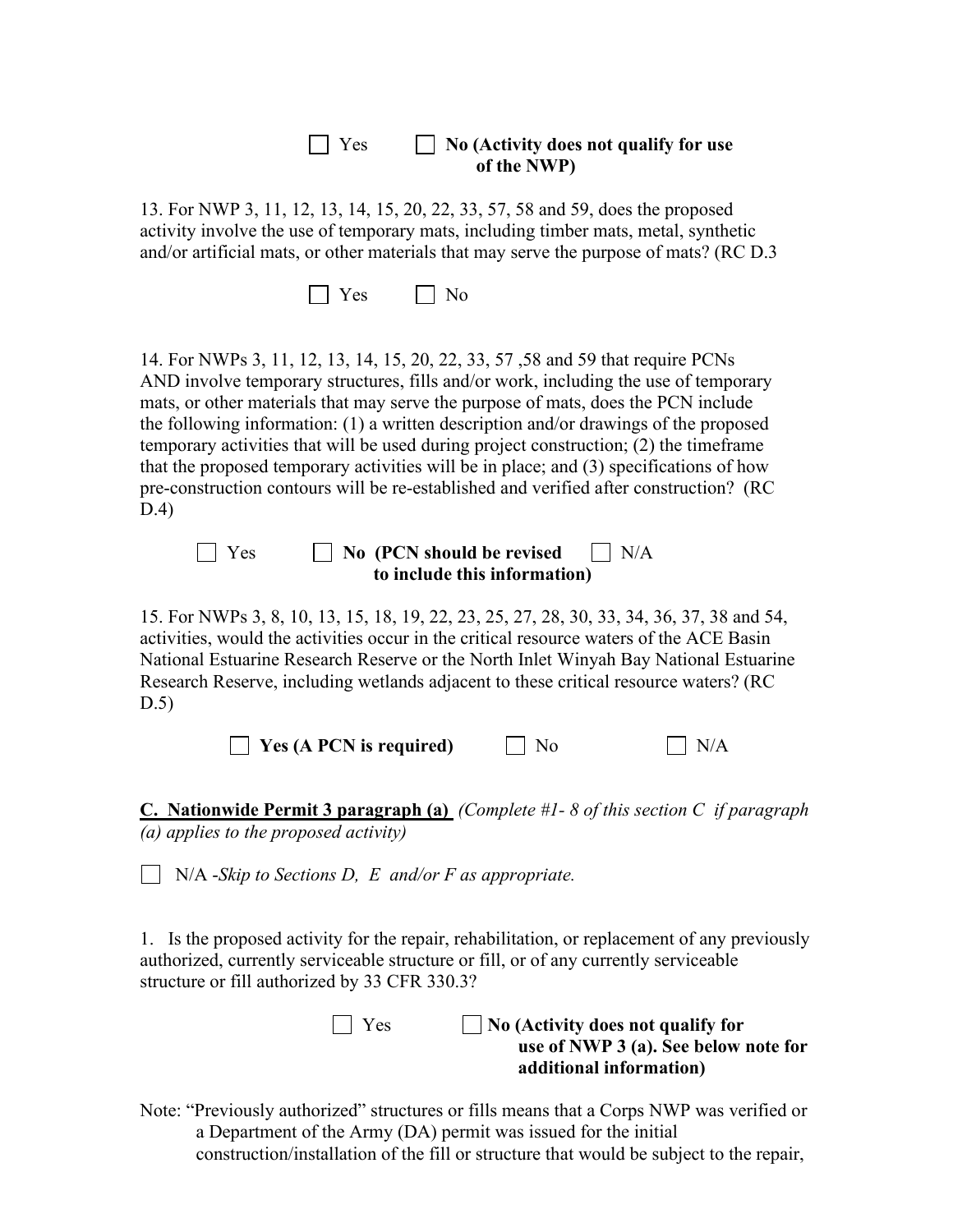☐ Yes ☐ **No (Activity does not qualify for use of the NWP)**

13. For NWP 3, 11, 12, 13, 14, 15, 20, 22, 33, 57, 58 and 59, does the proposed activity involve the use of temporary mats, including timber mats, metal, synthetic and/or artificial mats, or other materials that may serve the purpose of mats? (RC D.3

☐ Yes ☐ No

14. For NWPs 3, 11, 12, 13, 14, 15, 20, 22, 33, 57 ,58 and 59 that require PCNs AND involve temporary structures, fills and/or work, including the use of temporary mats, or other materials that may serve the purpose of mats, does the PCN include the following information: (1) a written description and/or drawings of the proposed temporary activities that will be used during project construction; (2) the timeframe that the proposed temporary activities will be in place; and (3) specifications of how pre-construction contours will be re-established and verified after construction? (RC D.4)

☐ Yes ☐ **No (PCN should be revised to include this information)** ☐ N/A

15. For NWPs 3, 8, 10, 13, 15, 18, 19, 22, 23, 25, 27, 28, 30, 33, 34, 36, 37, 38 and 54, activities, would the activities occur in the critical resource waters of the ACE Basin National Estuarine Research Reserve or the North Inlet Winyah Bay National Estuarine Research Reserve, including wetlands adjacent to these critical resource waters? (RC D.5)

☐ **Yes (A PCN is required)** ☐ No ☐ N/A

**C. Nationwide Permit 3 paragraph (a)** *(Complete #1- 8 of this section C if paragraph (a) applies to the proposed activity)*

☐ N/A -*Skip to Sections D, E and/or F as appropriate.*

1. Is the proposed activity for the repair, rehabilitation, or replacement of any previously authorized, currently serviceable structure or fill, or of any currently serviceable structure or fill authorized by 33 CFR 330.3?

☐ Yes ☐ **No (Activity does not qualify for use of NWP 3 (a). See below note for additional information)**

Note: "Previously authorized" structures or fills means that a Corps NWP was verified or a Department of the Army (DA) permit was issued for the initial construction/installation of the fill or structure that would be subject to the repair,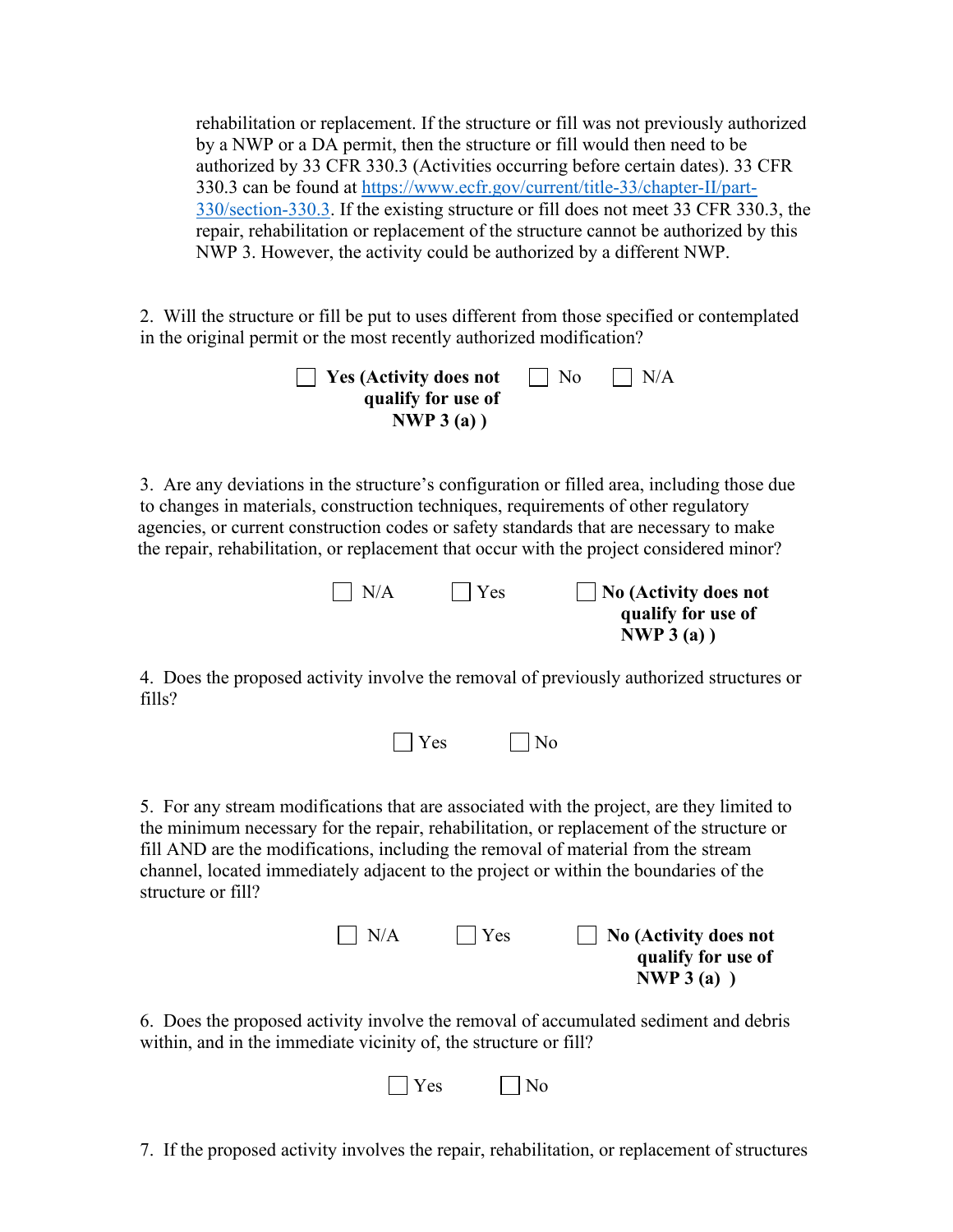rehabilitation or replacement. If the structure or fill was not previously authorized by a NWP or a DA permit, then the structure or fill would then need to be authorized by 33 CFR 330.3 (Activities occurring before certain dates). 33 CFR 330.3 can be found at [https://www.ecfr.gov/current/title-33/chapter-II/part-330/section-330.3](https://www.ecfr.gov/current/title-33/chapter-II/part-330/section-330.3). If the existing structure or fill does not meet 33 CFR 330.3, the repair, rehabilitation or replacement of the structure cannot be authorized by this NWP 3. However, the activity could be authorized by a different NWP.

2. Will the structure or fill be put to uses different from those specified or contemplated in the original permit or the most recently authorized modification?

☐ **Yes (Activity does not qualify for use of NWP 3 (a) )** ☐ No ☐ N/A

3. Are any deviations in the structure's configuration or filled area, including those due to changes in materials, construction techniques, requirements of other regulatory agencies, or current construction codes or safety standards that are necessary to make the repair, rehabilitation, or replacement that occur with the project considered minor?

☐ N/A ☐ Yes ☐ **No (Activity does not qualify for use of NWP 3 (a) )**

4. Does the proposed activity involve the removal of previously authorized structures or fills?

☐ Yes ☐ No

5. For any stream modifications that are associated with the project, are they limited to the minimum necessary for the repair, rehabilitation, or replacement of the structure or fill AND are the modifications, including the removal of material from the stream channel, located immediately adjacent to the project or within the boundaries of the structure or fill?

☐ N/A ☐ Yes ☐ **No (Activity does not qualify for use of NWP 3 (a) )**

6. Does the proposed activity involve the removal of accumulated sediment and debris within, and in the immediate vicinity of, the structure or fill?

☐ Yes ☐ No

7. If the proposed activity involves the repair, rehabilitation, or replacement of structures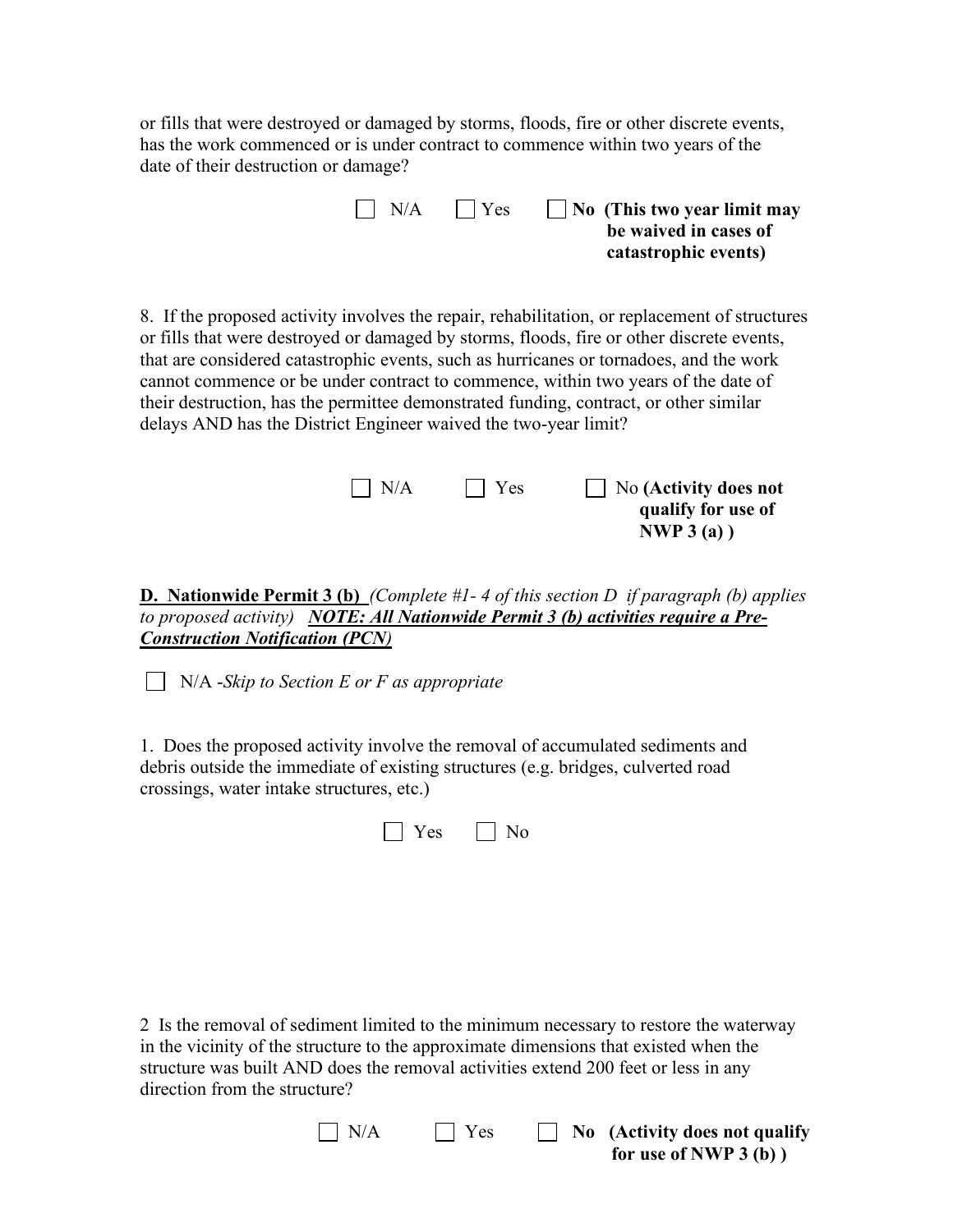or fills that were destroyed or damaged by storms, floods, fire or other discrete events, has the work commenced or is under contract to commence within two years of the date of their destruction or damage?

☐ N/A ☐ Yes ☐ **No (This two year limit may be waived in cases of catastrophic events)**

8. If the proposed activity involves the repair, rehabilitation, or replacement of structures or fills that were destroyed or damaged by storms, floods, fire or other discrete events, that are considered catastrophic events, such as hurricanes or tornadoes, and the work cannot commence or be under contract to commence, within two years of the date of their destruction, has the permittee demonstrated funding, contract, or other similar delays AND has the District Engineer waived the two-year limit?

☐ N/A ☐ Yes ☐ No **(Activity does not qualify for use of NWP 3 (a) )**

**D. Nationwide Permit 3 (b)** *(Complete #1- 4 of this section D if paragraph (b) applies to proposed activity)* ***NOTE: All Nationwide Permit 3 (b) activities require a Pre-Construction Notification (PCN)***

☐ N/A -*Skip to Section E or F as appropriate*

1. Does the proposed activity involve the removal of accumulated sediments and debris outside the immediate of existing structures (e.g. bridges, culverted road crossings, water intake structures, etc.)

☐ Yes ☐ No

2 Is the removal of sediment limited to the minimum necessary to restore the waterway in the vicinity of the structure to the approximate dimensions that existed when the structure was built AND does the removal activities extend 200 feet or less in any direction from the structure?

☐ N/A ☐ Yes ☐ **No (Activity does not qualify for use of NWP 3 (b) )**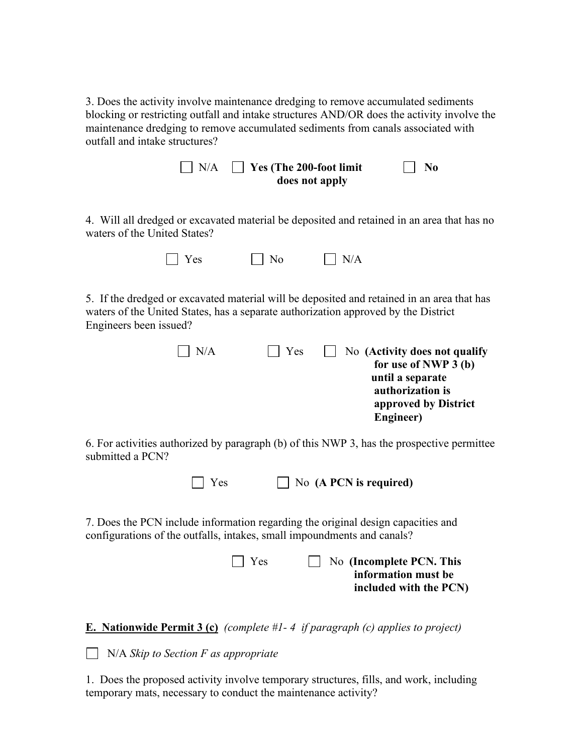3. Does the activity involve maintenance dredging to remove accumulated sediments blocking or restricting outfall and intake structures AND/OR does the activity involve the maintenance dredging to remove accumulated sediments from canals associated with outfall and intake structures?

☐ N/A ☐ **Yes (The 200-foot limit does not apply** ☐ **No**

4. Will all dredged or excavated material be deposited and retained in an area that has no waters of the United States?

☐ Yes ☐ No ☐ N/A

5. If the dredged or excavated material will be deposited and retained in an area that has waters of the United States, has a separate authorization approved by the District Engineers been issued?

☐ N/A ☐ Yes ☐ No **(Activity does not qualify for use of NWP 3 (b) until a separate authorization is approved by District Engineer)**

6. For activities authorized by paragraph (b) of this NWP 3, has the prospective permittee submitted a PCN?

☐ Yes ☐ No **(A PCN is required)**

7. Does the PCN include information regarding the original design capacities and configurations of the outfalls, intakes, small impoundments and canals?

☐ Yes ☐ No **(Incomplete PCN. This information must be included with the PCN)**

**E. Nationwide Permit 3 (c)** *(complete #1- 4 if paragraph (c) applies to project)*

☐ N/A *Skip to Section F as appropriate*

1. Does the proposed activity involve temporary structures, fills, and work, including temporary mats, necessary to conduct the maintenance activity?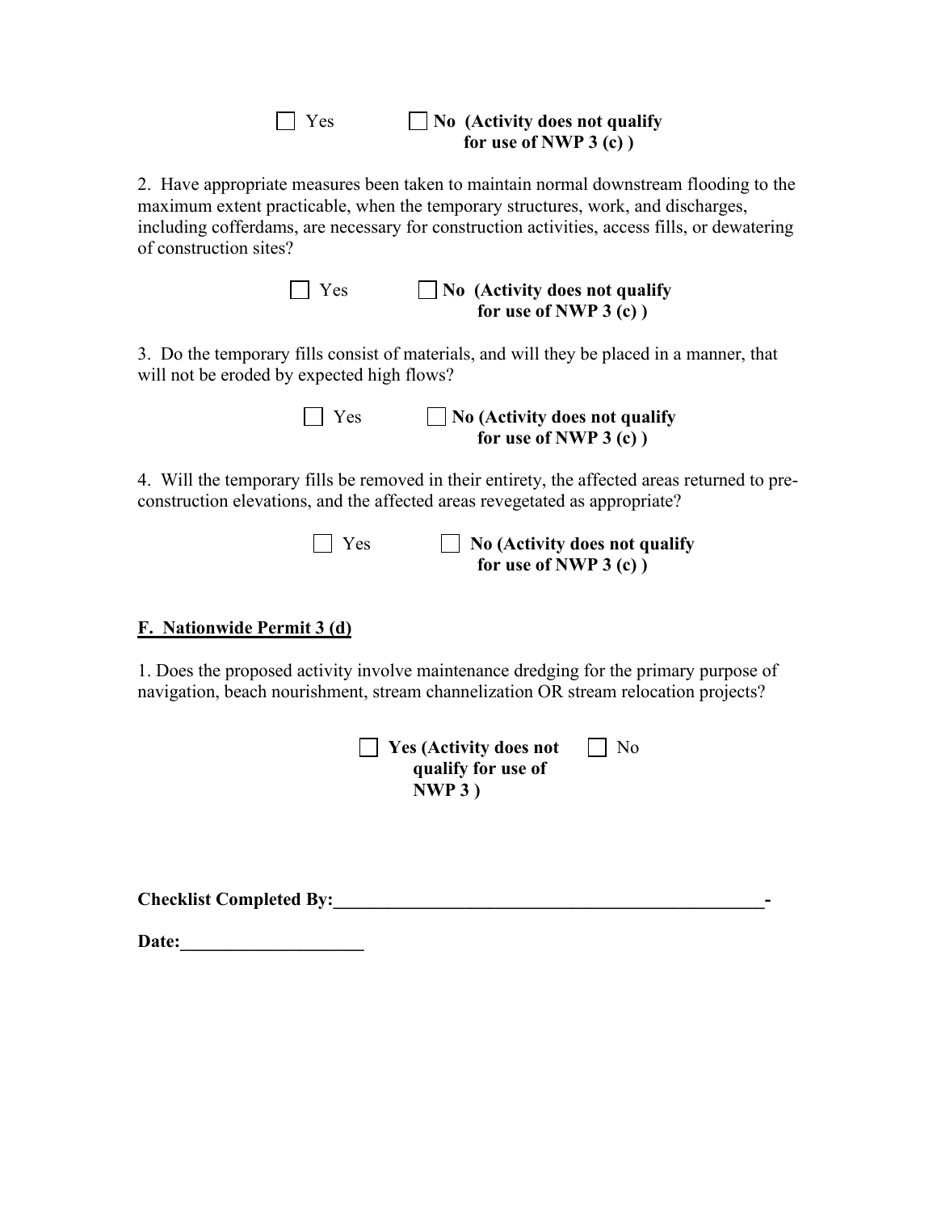☐ Yes ☐ **No (Activity does not qualify for use of NWP 3 (c) )**

2. Have appropriate measures been taken to maintain normal downstream flooding to the maximum extent practicable, when the temporary structures, work, and discharges, including cofferdams, are necessary for construction activities, access fills, or dewatering of construction sites?

☐ Yes ☐ **No (Activity does not qualify for use of NWP 3 (c) )**

3. Do the temporary fills consist of materials, and will they be placed in a manner, that will not be eroded by expected high flows?

☐ Yes ☐ **No (Activity does not qualify for use of NWP 3 (c) )**

4. Will the temporary fills be removed in their entirety, the affected areas returned to pre-construction elevations, and the affected areas revegetated as appropriate?

☐ Yes ☐ **No (Activity does not qualify for use of NWP 3 (c) )**

**F. Nationwide Permit 3 (d)**

1. Does the proposed activity involve maintenance dredging for the primary purpose of navigation, beach nourishment, stream channelization OR stream relocation projects?

☐ **Yes (Activity does not qualify for use of NWP 3 )** ☐ No

**Checklist Completed By:**__________________________________________________-

**Date:**____________________